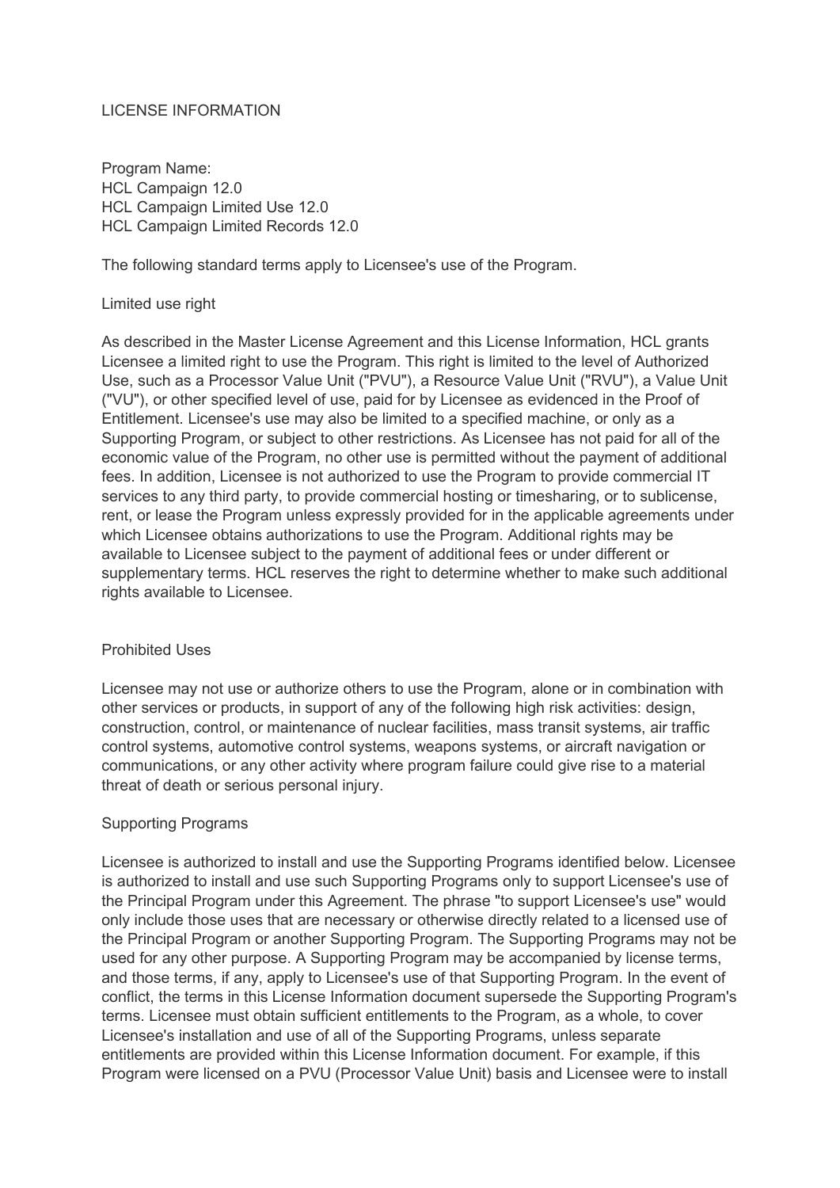# LICENSE INFORMATION

Program Name:
HCL Campaign 12.0
HCL Campaign Limited Use 12.0
HCL Campaign Limited Records 12.0

The following standard terms apply to Licensee's use of the Program.

## Limited use right

As described in the Master License Agreement and this License Information, HCL grants Licensee a limited right to use the Program. This right is limited to the level of Authorized Use, such as a Processor Value Unit ("PVU"), a Resource Value Unit ("RVU"), a Value Unit ("VU"), or other specified level of use, paid for by Licensee as evidenced in the Proof of Entitlement. Licensee's use may also be limited to a specified machine, or only as a Supporting Program, or subject to other restrictions. As Licensee has not paid for all of the economic value of the Program, no other use is permitted without the payment of additional fees. In addition, Licensee is not authorized to use the Program to provide commercial IT services to any third party, to provide commercial hosting or timesharing, or to sublicense, rent, or lease the Program unless expressly provided for in the applicable agreements under which Licensee obtains authorizations to use the Program. Additional rights may be available to Licensee subject to the payment of additional fees or under different or supplementary terms. HCL reserves the right to determine whether to make such additional rights available to Licensee.

## Prohibited Uses

Licensee may not use or authorize others to use the Program, alone or in combination with other services or products, in support of any of the following high risk activities: design, construction, control, or maintenance of nuclear facilities, mass transit systems, air traffic control systems, automotive control systems, weapons systems, or aircraft navigation or communications, or any other activity where program failure could give rise to a material threat of death or serious personal injury.

## Supporting Programs

Licensee is authorized to install and use the Supporting Programs identified below. Licensee is authorized to install and use such Supporting Programs only to support Licensee's use of the Principal Program under this Agreement. The phrase "to support Licensee's use" would only include those uses that are necessary or otherwise directly related to a licensed use of the Principal Program or another Supporting Program. The Supporting Programs may not be used for any other purpose. A Supporting Program may be accompanied by license terms, and those terms, if any, apply to Licensee's use of that Supporting Program. In the event of conflict, the terms in this License Information document supersede the Supporting Program's terms. Licensee must obtain sufficient entitlements to the Program, as a whole, to cover Licensee's installation and use of all of the Supporting Programs, unless separate entitlements are provided within this License Information document. For example, if this Program were licensed on a PVU (Processor Value Unit) basis and Licensee were to install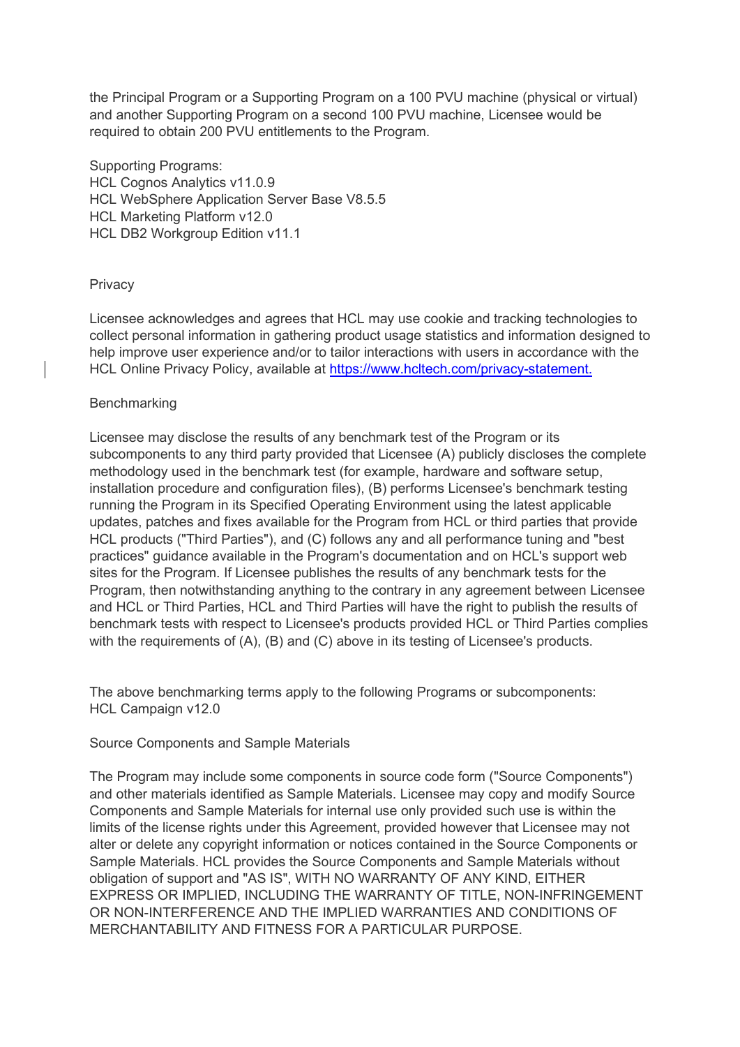the Principal Program or a Supporting Program on a 100 PVU machine (physical or virtual) and another Supporting Program on a second 100 PVU machine, Licensee would be required to obtain 200 PVU entitlements to the Program.

Supporting Programs:
HCL Cognos Analytics v11.0.9
HCL WebSphere Application Server Base V8.5.5
HCL Marketing Platform v12.0
HCL DB2 Workgroup Edition v11.1

Privacy

Licensee acknowledges and agrees that HCL may use cookie and tracking technologies to collect personal information in gathering product usage statistics and information designed to help improve user experience and/or to tailor interactions with users in accordance with the HCL Online Privacy Policy, available at [https://www.hcltech.com/privacy-statement.](https://www.hcltech.com/privacy-statement)

Benchmarking

Licensee may disclose the results of any benchmark test of the Program or its subcomponents to any third party provided that Licensee (A) publicly discloses the complete methodology used in the benchmark test (for example, hardware and software setup, installation procedure and configuration files), (B) performs Licensee's benchmark testing running the Program in its Specified Operating Environment using the latest applicable updates, patches and fixes available for the Program from HCL or third parties that provide HCL products ("Third Parties"), and (C) follows any and all performance tuning and "best practices" guidance available in the Program's documentation and on HCL's support web sites for the Program. If Licensee publishes the results of any benchmark tests for the Program, then notwithstanding anything to the contrary in any agreement between Licensee and HCL or Third Parties, HCL and Third Parties will have the right to publish the results of benchmark tests with respect to Licensee's products provided HCL or Third Parties complies with the requirements of (A), (B) and (C) above in its testing of Licensee's products.

The above benchmarking terms apply to the following Programs or subcomponents:
HCL Campaign v12.0

Source Components and Sample Materials

The Program may include some components in source code form ("Source Components") and other materials identified as Sample Materials. Licensee may copy and modify Source Components and Sample Materials for internal use only provided such use is within the limits of the license rights under this Agreement, provided however that Licensee may not alter or delete any copyright information or notices contained in the Source Components or Sample Materials. HCL provides the Source Components and Sample Materials without obligation of support and "AS IS", WITH NO WARRANTY OF ANY KIND, EITHER EXPRESS OR IMPLIED, INCLUDING THE WARRANTY OF TITLE, NON-INFRINGEMENT OR NON-INTERFERENCE AND THE IMPLIED WARRANTIES AND CONDITIONS OF MERCHANTABILITY AND FITNESS FOR A PARTICULAR PURPOSE.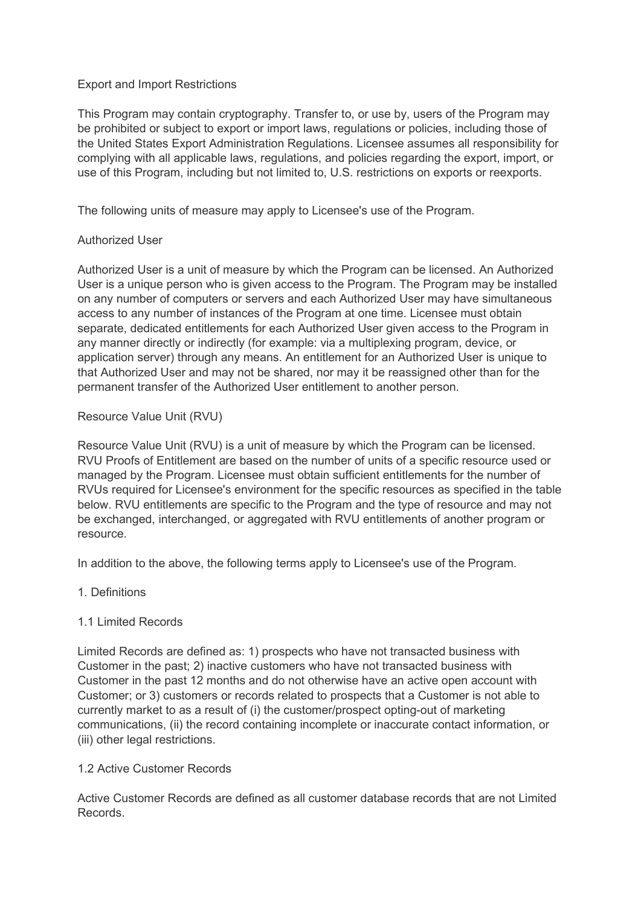## Export and Import Restrictions

This Program may contain cryptography. Transfer to, or use by, users of the Program may be prohibited or subject to export or import laws, regulations or policies, including those of the United States Export Administration Regulations. Licensee assumes all responsibility for complying with all applicable laws, regulations, and policies regarding the export, import, or use of this Program, including but not limited to, U.S. restrictions on exports or reexports.

The following units of measure may apply to Licensee's use of the Program.

## Authorized User

Authorized User is a unit of measure by which the Program can be licensed. An Authorized User is a unique person who is given access to the Program. The Program may be installed on any number of computers or servers and each Authorized User may have simultaneous access to any number of instances of the Program at one time. Licensee must obtain separate, dedicated entitlements for each Authorized User given access to the Program in any manner directly or indirectly (for example: via a multiplexing program, device, or application server) through any means. An entitlement for an Authorized User is unique to that Authorized User and may not be shared, nor may it be reassigned other than for the permanent transfer of the Authorized User entitlement to another person.

## Resource Value Unit (RVU)

Resource Value Unit (RVU) is a unit of measure by which the Program can be licensed. RVU Proofs of Entitlement are based on the number of units of a specific resource used or managed by the Program. Licensee must obtain sufficient entitlements for the number of RVUs required for Licensee's environment for the specific resources as specified in the table below. RVU entitlements are specific to the Program and the type of resource and may not be exchanged, interchanged, or aggregated with RVU entitlements of another program or resource.

In addition to the above, the following terms apply to Licensee's use of the Program.

## 1. Definitions

### 1.1 Limited Records

Limited Records are defined as: 1) prospects who have not transacted business with Customer in the past; 2) inactive customers who have not transacted business with Customer in the past 12 months and do not otherwise have an active open account with Customer; or 3) customers or records related to prospects that a Customer is not able to currently market to as a result of (i) the customer/prospect opting-out of marketing communications, (ii) the record containing incomplete or inaccurate contact information, or (iii) other legal restrictions.

### 1.2 Active Customer Records

Active Customer Records are defined as all customer database records that are not Limited Records.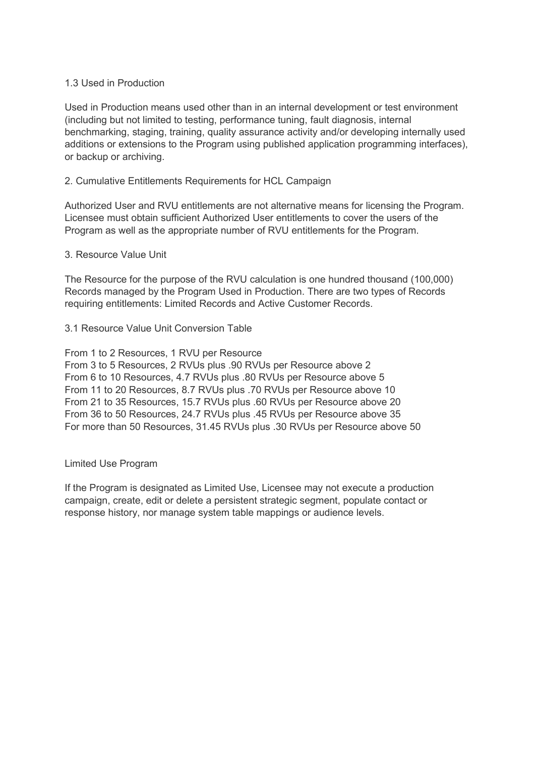### 1.3 Used in Production

Used in Production means used other than in an internal development or test environment (including but not limited to testing, performance tuning, fault diagnosis, internal benchmarking, staging, training, quality assurance activity and/or developing internally used additions or extensions to the Program using published application programming interfaces), or backup or archiving.

## 2. Cumulative Entitlements Requirements for HCL Campaign

Authorized User and RVU entitlements are not alternative means for licensing the Program. Licensee must obtain sufficient Authorized User entitlements to cover the users of the Program as well as the appropriate number of RVU entitlements for the Program.

## 3. Resource Value Unit

The Resource for the purpose of the RVU calculation is one hundred thousand (100,000) Records managed by the Program Used in Production. There are two types of Records requiring entitlements: Limited Records and Active Customer Records.

### 3.1 Resource Value Unit Conversion Table

From 1 to 2 Resources, 1 RVU per Resource
From 3 to 5 Resources, 2 RVUs plus .90 RVUs per Resource above 2
From 6 to 10 Resources, 4.7 RVUs plus .80 RVUs per Resource above 5
From 11 to 20 Resources, 8.7 RVUs plus .70 RVUs per Resource above 10
From 21 to 35 Resources, 15.7 RVUs plus .60 RVUs per Resource above 20
From 36 to 50 Resources, 24.7 RVUs plus .45 RVUs per Resource above 35
For more than 50 Resources, 31.45 RVUs plus .30 RVUs per Resource above 50

## Limited Use Program

If the Program is designated as Limited Use, Licensee may not execute a production campaign, create, edit or delete a persistent strategic segment, populate contact or response history, nor manage system table mappings or audience levels.